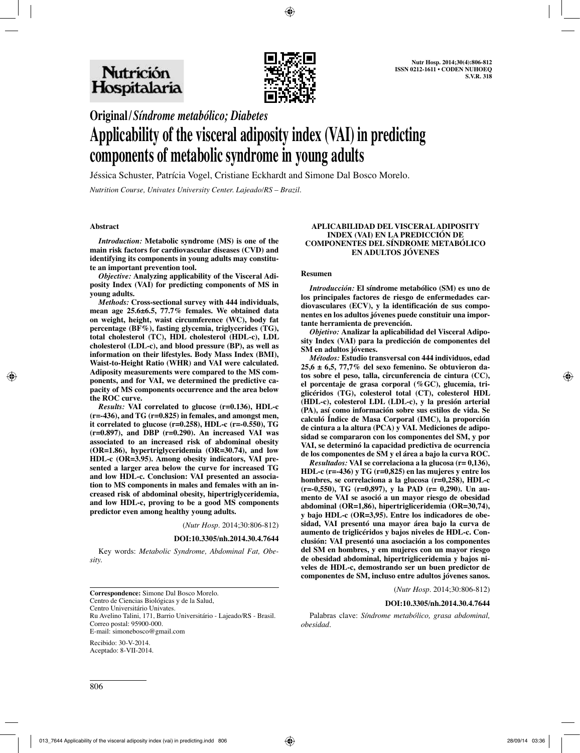# Original / *Síndrome metabólico; Diabetes*

# Applicability of the visceral adiposity index (VAI) in predicting components of metabolic syndrome in young adults

Jéssica Schuster, Patrícia Vogel, Cristiane Eckhardt and Simone Dal Bosco Morelo.

*Nutrition Course, Univates University Center. Lajeado/RS – Brazil.*

## Abstract

***Introduction:*** **Metabolic syndrome (MS) is one of the main risk factors for cardiovascular diseases (CVD) and identifying its components in young adults may constitute an important prevention tool.**

***Objective:*** **Analyzing applicability of the Visceral Adiposity Index (VAI) for predicting components of MS in young adults.**

***Methods:*** **Cross-sectional survey with 444 individuals, mean age 25.6±6.5, 77.7% females. We obtained data on weight, height, waist circumference (WC), body fat percentage (BF%), fasting glycemia, triglycerides (TG), total cholesterol (TC), HDL cholesterol (HDL-c), LDL cholesterol (LDL-c), and blood pressure (BP), as well as information on their lifestyles. Body Mass Index (BMI), Waist-to-Height Ratio (WHR) and VAI were calculated. Adiposity measurements were compared to the MS components, and for VAI, we determined the predictive capacity of MS components occurrence and the area below the ROC curve.**

***Results:*** **VAI correlated to glucose (r=0.136), HDL-c (r=-436), and TG (r=0.825) in females, and amongst men, it correlated to glucose (r=0.258), HDL-c (r=-0.550), TG (r=0.897), and DBP (r=0.290). An increased VAI was associated to an increased risk of abdominal obesity (OR=1.86), hipertriglyceridemia (OR=30.74), and low HDL-c (OR=3.95). Among obesity indicators, VAI presented a larger area below the curve for increased TG and low HDL-c. Conclusion: VAI presented an association to MS components in males and females with an increased risk of abdominal obesity, hipertriglyceridemia, and low HDL-c, proving to be a good MS components predictor even among healthy young adults.**

(*Nutr Hosp*. 2014;30:806-812)

**DOI:10.3305/nh.2014.30.4.7644**

Key words: *Metabolic Syndrome, Abdominal Fat, Obesity.*

## APLICABILIDAD DEL VISCERAL ADIPOSITY INDEX (VAI) EN LA PREDICCIÓN DE COMPONENTES DEL SÍNDROME METABÓLICO EN ADULTOS JÓVENES

### Resumen

***Introducción:*** **El síndrome metabólico (SM) es uno de los principales factores de riesgo de enfermedades cardiovasculares (ECV), y la identificación de sus componentes en los adultos jóvenes puede constituir una importante herramienta de prevención.**

***Objetivo:*** **Analizar la aplicabilidad del Visceral Adiposity Index (VAI) para la predicción de componentes del SM en adultos jóvenes.**

***Métodos:*** **Estudio transversal con 444 individuos, edad 25,6 ± 6,5, 77,7% del sexo femenino. Se obtuvieron datos sobre el peso, talla, circunferencia de cintura (CC), el porcentaje de grasa corporal (%GC), glucemia, triglicéridos (TG), colesterol total (CT), colesterol HDL (HDL-c), colesterol LDL (LDL-c), y la presión arterial (PA), así como información sobre sus estilos de vida. Se calculó Índice de Masa Corporal (IMC), la proporción de cintura a la altura (PCA) y VAI. Mediciones de adiposidad se compararon con los componentes del SM, y por VAI, se determinó la capacidad predictiva de ocurrencia de los componentes de SM y el área a bajo la curva ROC.**

***Resultados:*** **VAI se correlaciona a la glucosa (r= 0,136), HDL-c (r=-436) y TG (r=0,825) en las mujeres y entre los hombres, se correlaciona a la glucosa (r=0,258), HDL-c (r=-0,550), TG (r=0,897), y la PAD (r= 0,290). Un aumento de VAI se asoció a un mayor riesgo de obesidad abdominal (OR=1,86), hipertrigliceridemia (OR=30,74), y bajo HDL-c (OR=3,95). Entre los indicadores de obesidad, VAI presentó una mayor área bajo la curva de aumento de triglicéridos y bajos niveles de HDL-c. Conclusión: VAI presentó una asociación a los componentes del SM en hombres, y em mujeres con un mayor riesgo de obesidad abdominal, hipertrigliceridemia y bajos niveles de HDL-c, demostrando ser un buen predictor de componentes de SM, incluso entre adultos jóvenes sanos.**

(*Nutr Hosp*. 2014;30:806-812)

**DOI:10.3305/nh.2014.30.4.7644**

Palabras clave: *Síndrome metabólico, grasa abdominal, obesidad.*

---

**Correspondence:** Simone Dal Bosco Morelo.
Centro de Ciencias Biológicas y de la Salud,
Centro Universitário Univates.
Ru Avelino Talini, 171, Barrio Universitário - Lajeado/RS - Brasil.
Correo postal: 95900-000.
E-mail: simonebosco@gmail.com

Recibido: 30-V-2014.
Aceptado: 8-VII-2014.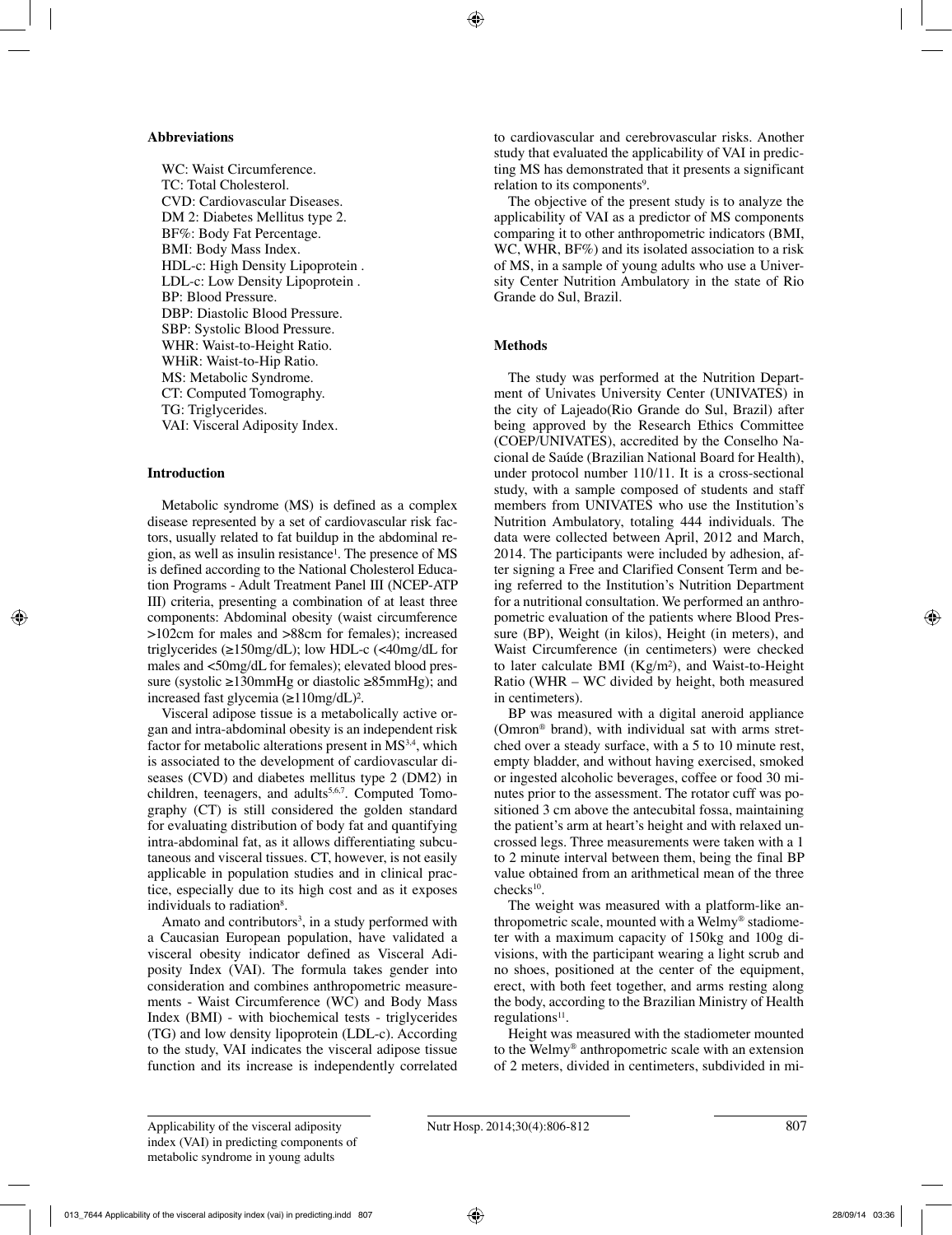**Abbreviations**

WC: Waist Circumference.
TC: Total Cholesterol.
CVD: Cardiovascular Diseases.
DM 2: Diabetes Mellitus type 2.
BF%: Body Fat Percentage.
BMI: Body Mass Index.
HDL-c: High Density Lipoprotein .
LDL-c: Low Density Lipoprotein .
BP: Blood Pressure.
DBP: Diastolic Blood Pressure.
SBP: Systolic Blood Pressure.
WHR: Waist-to-Height Ratio.
WHiR: Waist-to-Hip Ratio.
MS: Metabolic Syndrome.
CT: Computed Tomography.
TG: Triglycerides.
VAI: Visceral Adiposity Index.

## Introduction

Metabolic syndrome (MS) is defined as a complex disease represented by a set of cardiovascular risk factors, usually related to fat buildup in the abdominal region, as well as insulin resistance[1]. The presence of MS is defined according to the National Cholesterol Education Programs - Adult Treatment Panel III (NCEP-ATP III) criteria, presenting a combination of at least three components: Abdominal obesity (waist circumference >102cm for males and >88cm for females); increased triglycerides (≥150mg/dL); low HDL-c (<40mg/dL for males and <50mg/dL for females); elevated blood pressure (systolic ≥130mmHg or diastolic ≥85mmHg); and increased fast glycemia (≥110mg/dL)[2].

Visceral adipose tissue is a metabolically active organ and intra-abdominal obesity is an independent risk factor for metabolic alterations present in MS[3,4], which is associated to the development of cardiovascular diseases (CVD) and diabetes mellitus type 2 (DM2) in children, teenagers, and adults[5,6,7]. Computed Tomography (CT) is still considered the golden standard for evaluating distribution of body fat and quantifying intra-abdominal fat, as it allows differentiating subcutaneous and visceral tissues. CT, however, is not easily applicable in population studies and in clinical practice, especially due to its high cost and as it exposes individuals to radiation[8].

Amato and contributors[3], in a study performed with a Caucasian European population, have validated a visceral obesity indicator defined as Visceral Adiposity Index (VAI). The formula takes gender into consideration and combines anthropometric measurements - Waist Circumference (WC) and Body Mass Index (BMI) - with biochemical tests - triglycerides (TG) and low density lipoprotein (LDL-c). According to the study, VAI indicates the visceral adipose tissue function and its increase is independently correlated to cardiovascular and cerebrovascular risks. Another study that evaluated the applicability of VAI in predicting MS has demonstrated that it presents a significant relation to its components[9].

The objective of the present study is to analyze the applicability of VAI as a predictor of MS components comparing it to other anthropometric indicators (BMI, WC, WHR, BF%) and its isolated association to a risk of MS, in a sample of young adults who use a University Center Nutrition Ambulatory in the state of Rio Grande do Sul, Brazil.

## Methods

The study was performed at the Nutrition Department of Univates University Center (UNIVATES) in the city of Lajeado(Rio Grande do Sul, Brazil) after being approved by the Research Ethics Committee (COEP/UNIVATES), accredited by the Conselho Nacional de Saúde (Brazilian National Board for Health), under protocol number 110/11. It is a cross-sectional study, with a sample composed of students and staff members from UNIVATES who use the Institution's Nutrition Ambulatory, totaling 444 individuals. The data were collected between April, 2012 and March, 2014. The participants were included by adhesion, after signing a Free and Clarified Consent Term and being referred to the Institution's Nutrition Department for a nutritional consultation. We performed an anthropometric evaluation of the patients where Blood Pressure (BP), Weight (in kilos), Height (in meters), and Waist Circumference (in centimeters) were checked to later calculate BMI ($Kg/m^2$), and Waist-to-Height Ratio (WHR – WC divided by height, both measured in centimeters).

BP was measured with a digital aneroid appliance (Omron® brand), with individual sat with arms stretched over a steady surface, with a 5 to 10 minute rest, empty bladder, and without having exercised, smoked or ingested alcoholic beverages, coffee or food 30 minutes prior to the assessment. The rotator cuff was positioned 3 cm above the antecubital fossa, maintaining the patient's arm at heart's height and with relaxed uncrossed legs. Three measurements were taken with a 1 to 2 minute interval between them, being the final BP value obtained from an arithmetical mean of the three checks[10].

The weight was measured with a platform-like anthropometric scale, mounted with a Welmy® stadiometer with a maximum capacity of 150kg and 100g divisions, with the participant wearing a light scrub and no shoes, positioned at the center of the equipment, erect, with both feet together, and arms resting along the body, according to the Brazilian Ministry of Health regulations[11].

Height was measured with the stadiometer mounted to the Welmy® anthropometric scale with an extension of 2 meters, divided in centimeters, subdivided in mi-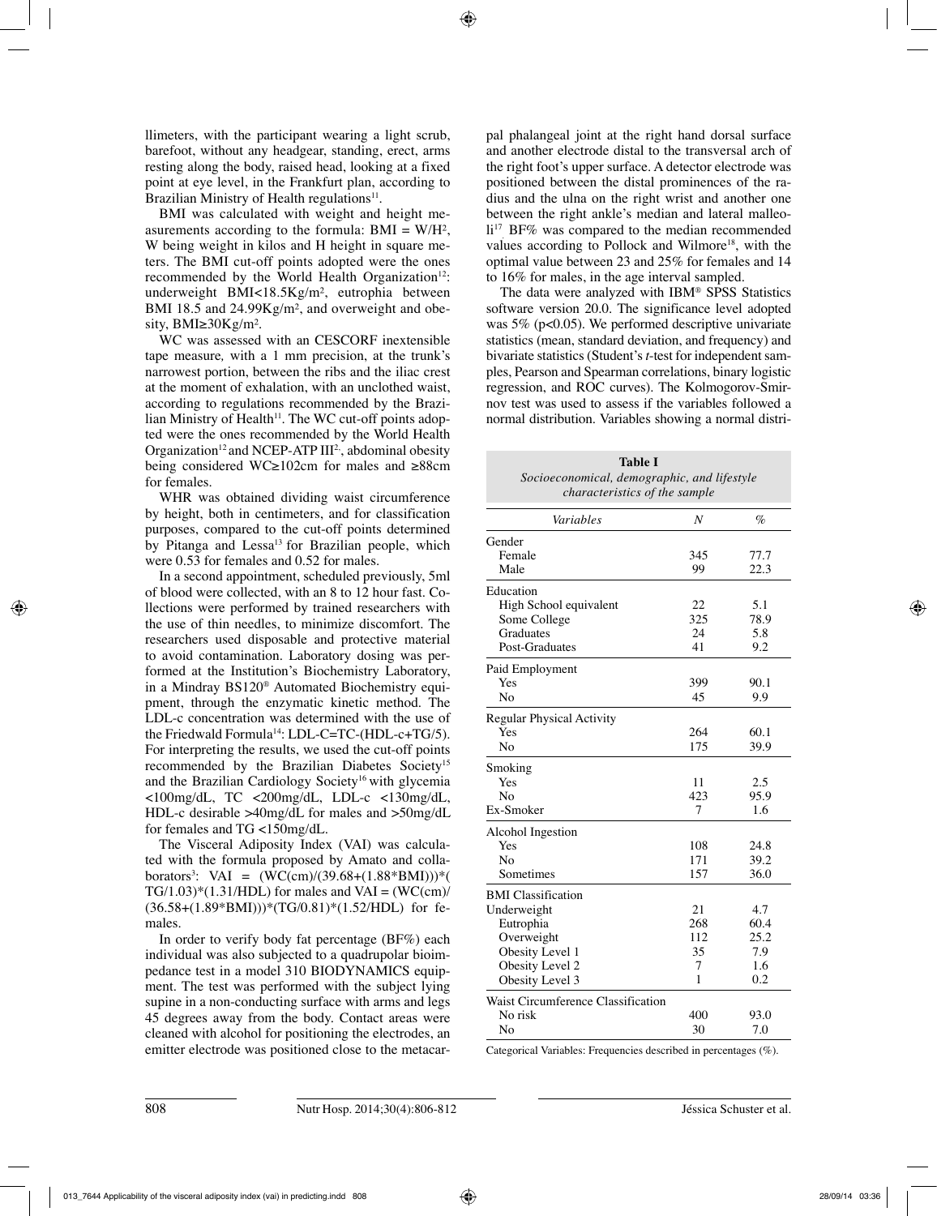llimeters, with the participant wearing a light scrub, barefoot, without any headgear, standing, erect, arms resting along the body, raised head, looking at a fixed point at eye level, in the Frankfurt plan, according to Brazilian Ministry of Health regulations[11].

BMI was calculated with weight and height measurements according to the formula: BMI = W/H², W being weight in kilos and H height in square meters. The BMI cut-off points adopted were the ones recommended by the World Health Organization[12]: underweight BMI<18.5Kg/m², eutrophia between BMI 18.5 and 24.99Kg/m², and overweight and obesity, BMI≥30Kg/m².

WC was assessed with an CESCORF inextensible tape measure, with a 1 mm precision, at the trunk's narrowest portion, between the ribs and the iliac crest at the moment of exhalation, with an unclothed waist, according to regulations recommended by the Brazilian Ministry of Health[11]. The WC cut-off points adopted were the ones recommended by the World Health Organization[12] and NCEP-ATP III[2], abdominal obesity being considered WC≥102cm for males and ≥88cm for females.

WHR was obtained dividing waist circumference by height, both in centimeters, and for classification purposes, compared to the cut-off points determined by Pitanga and Lessa[13] for Brazilian people, which were 0.53 for females and 0.52 for males.

In a second appointment, scheduled previously, 5ml of blood were collected, with an 8 to 12 hour fast. Collections were performed by trained researchers with the use of thin needles, to minimize discomfort. The researchers used disposable and protective material to avoid contamination. Laboratory dosing was performed at the Institution's Biochemistry Laboratory, in a Mindray BS120® Automated Biochemistry equipment, through the enzymatic kinetic method. The LDL-c concentration was determined with the use of the Friedwald Formula[14]: LDL-C=TC-(HDL-c+TG/5). For interpreting the results, we used the cut-off points recommended by the Brazilian Diabetes Society[15] and the Brazilian Cardiology Society[16] with glycemia <100mg/dL, TC <200mg/dL, LDL-c <130mg/dL, HDL-c desirable >40mg/dL for males and >50mg/dL for females and TG <150mg/dL.

The Visceral Adiposity Index (VAI) was calculated with the formula proposed by Amato and collaborators[3]: VAI = (WC(cm)/(39.68+(1.88*BMI)))*(TG/1.03)*(1.31/HDL) for males and VAI = (WC(cm)/(36.58+(1.89*BMI)))*(TG/0.81)*(1.52/HDL) for females.

In order to verify body fat percentage (BF%) each individual was also subjected to a quadrupolar bioimpedance test in a model 310 BIODYNAMICS equipment. The test was performed with the subject lying supine in a non-conducting surface with arms and legs 45 degrees away from the body. Contact areas were cleaned with alcohol for positioning the electrodes, an emitter electrode was positioned close to the metacarpal phalangeal joint at the right hand dorsal surface and another electrode distal to the transversal arch of the right foot's upper surface. A detector electrode was positioned between the distal prominences of the radius and the ulna on the right wrist and another one between the right ankle's median and lateral malleoli[17] BF% was compared to the median recommended values according to Pollock and Wilmore[18], with the optimal value between 23 and 25% for females and 14 to 16% for males, in the age interval sampled.

The data were analyzed with IBM® SPSS Statistics software version 20.0. The significance level adopted was 5% ($p<0.05$). We performed descriptive univariate statistics (mean, standard deviation, and frequency) and bivariate statistics (Student's *t*-test for independent samples, Pearson and Spearman correlations, binary logistic regression, and ROC curves). The Kolmogorov-Smirnov test was used to assess if the variables followed a normal distribution. Variables showing a normal distri-

**Table I**
*Socioeconomical, demographic, and lifestyle characteristics of the sample*

| *Variables* | *N* | *%* |
|---|---|---|
| Gender | | |
| Female | 345 | 77.7 |
| Male | 99 | 22.3 |
| Education | | |
| High School equivalent | 22 | 5.1 |
| Some College | 325 | 78.9 |
| Graduates | 24 | 5.8 |
| Post-Graduates | 41 | 9.2 |
| Paid Employment | | |
| Yes | 399 | 90.1 |
| No | 45 | 9.9 |
| Regular Physical Activity | | |
| Yes | 264 | 60.1 |
| No | 175 | 39.9 |
| Smoking | | |
| Yes | 11 | 2.5 |
| No | 423 | 95.9 |
| Ex-Smoker | 7 | 1.6 |
| Alcohol Ingestion | | |
| Yes | 108 | 24.8 |
| No | 171 | 39.2 |
| Sometimes | 157 | 36.0 |
| BMI Classification | | |
| Underweight | 21 | 4.7 |
| Eutrophia | 268 | 60.4 |
| Overweight | 112 | 25.2 |
| Obesity Level 1 | 35 | 7.9 |
| Obesity Level 2 | 7 | 1.6 |
| Obesity Level 3 | 1 | 0.2 |
| Waist Circumference Classification | | |
| No risk | 400 | 93.0 |
| No | 30 | 7.0 |

Categorical Variables: Frequencies described in percentages (%).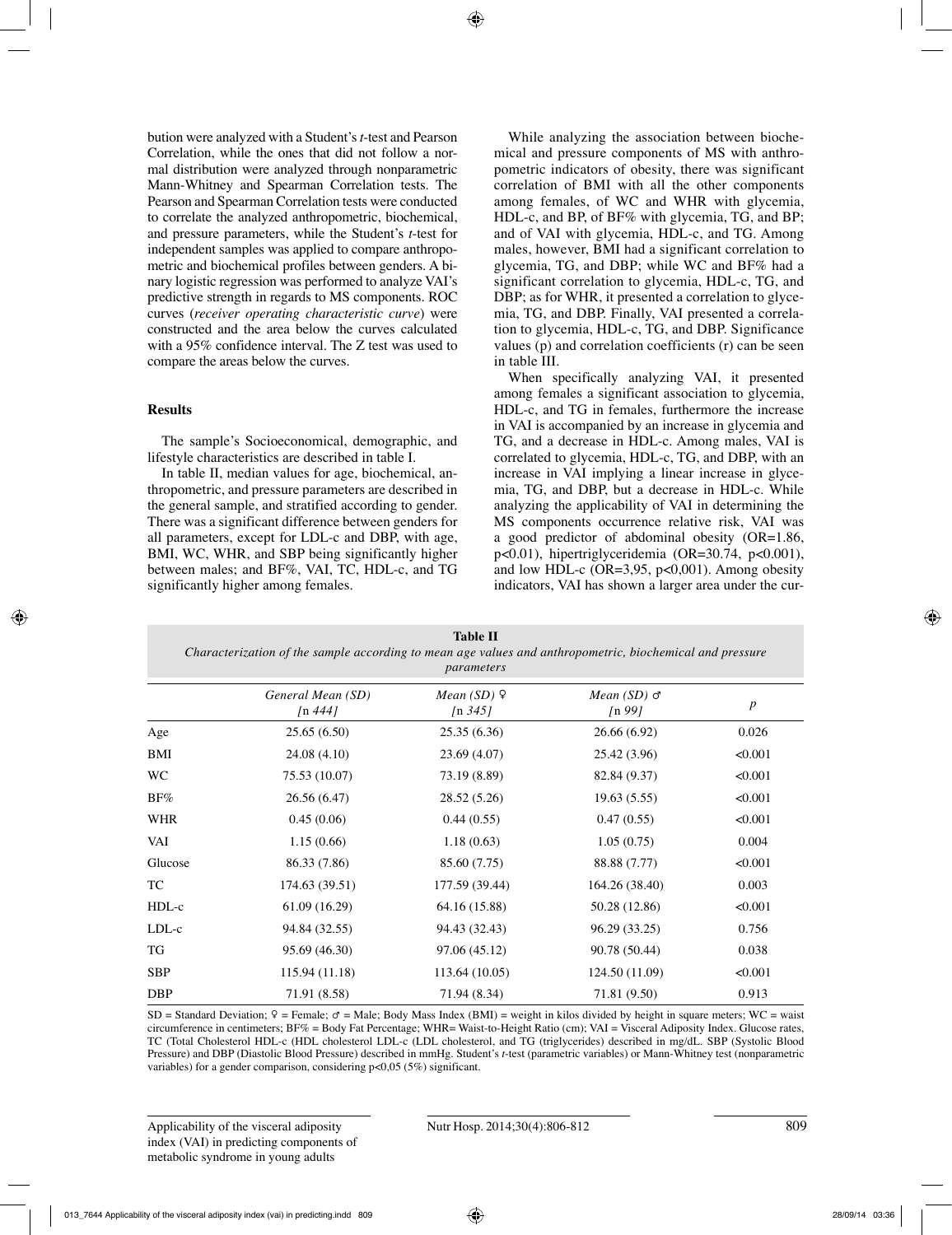bution were analyzed with a Student's *t*-test and Pearson Correlation, while the ones that did not follow a normal distribution were analyzed through nonparametric Mann-Whitney and Spearman Correlation tests. The Pearson and Spearman Correlation tests were conducted to correlate the analyzed anthropometric, biochemical, and pressure parameters, while the Student's *t*-test for independent samples was applied to compare anthropometric and biochemical profiles between genders. A binary logistic regression was performed to analyze VAI's predictive strength in regards to MS components. ROC curves (*receiver operating characteristic curve*) were constructed and the area below the curves calculated with a 95% confidence interval. The Z test was used to compare the areas below the curves.

## Results

The sample's Socioeconomical, demographic, and lifestyle characteristics are described in table I.

In table II, median values for age, biochemical, anthropometric, and pressure parameters are described in the general sample, and stratified according to gender. There was a significant difference between genders for all parameters, except for LDL-c and DBP, with age, BMI, WC, WHR, and SBP being significantly higher between males; and BF%, VAI, TC, HDL-c, and TG significantly higher among females.

While analyzing the association between biochemical and pressure components of MS with anthropometric indicators of obesity, there was significant correlation of BMI with all the other components among females, of WC and WHR with glycemia, HDL-c, and BP, of BF% with glycemia, TG, and BP; and of VAI with glycemia, HDL-c, and TG. Among males, however, BMI had a significant correlation to glycemia, TG, and DBP; while WC and BF% had a significant correlation to glycemia, HDL-c, TG, and DBP; as for WHR, it presented a correlation to glycemia, TG, and DBP. Finally, VAI presented a correlation to glycemia, HDL-c, TG, and DBP. Significance values (p) and correlation coefficients (r) can be seen in table III.

When specifically analyzing VAI, it presented among females a significant association to glycemia, HDL-c, and TG in females, furthermore the increase in VAI is accompanied by an increase in glycemia and TG, and a decrease in HDL-c. Among males, VAI is correlated to glycemia, HDL-c, TG, and DBP, with an increase in VAI implying a linear increase in glycemia, TG, and DBP, but a decrease in HDL-c. While analyzing the applicability of VAI in determining the MS components occurrence relative risk, VAI was a good predictor of abdominal obesity (OR=1.86, $p<0.01$), hipertriglyceridemia (OR=30.74, $p<0.001$), and low HDL-c (OR=3,95, $p<0,001$). Among obesity indicators, VAI has shown a larger area under the cur-

**Table II**
*Characterization of the sample according to mean age values and anthropometric, biochemical and pressure parameters*

| | *General Mean (SD)* *[n 444]* | *Mean (SD) ♀* *[n 345]* | *Mean (SD) ♂* *[n 99]* | *p* |
|---|---|---|---|---|
| Age | 25.65 (6.50) | 25.35 (6.36) | 26.66 (6.92) | 0.026 |
| BMI | 24.08 (4.10) | 23.69 (4.07) | 25.42 (3.96) | <0.001 |
| WC | 75.53 (10.07) | 73.19 (8.89) | 82.84 (9.37) | <0.001 |
| BF% | 26.56 (6.47) | 28.52 (5.26) | 19.63 (5.55) | <0.001 |
| WHR | 0.45 (0.06) | 0.44 (0.55) | 0.47 (0.55) | <0.001 |
| VAI | 1.15 (0.66) | 1.18 (0.63) | 1.05 (0.75) | 0.004 |
| Glucose | 86.33 (7.86) | 85.60 (7.75) | 88.88 (7.77) | <0.001 |
| TC | 174.63 (39.51) | 177.59 (39.44) | 164.26 (38.40) | 0.003 |
| HDL-c | 61.09 (16.29) | 64.16 (15.88) | 50.28 (12.86) | <0.001 |
| LDL-c | 94.84 (32.55) | 94.43 (32.43) | 96.29 (33.25) | 0.756 |
| TG | 95.69 (46.30) | 97.06 (45.12) | 90.78 (50.44) | 0.038 |
| SBP | 115.94 (11.18) | 113.64 (10.05) | 124.50 (11.09) | <0.001 |
| DBP | 71.91 (8.58) | 71.94 (8.34) | 71.81 (9.50) | 0.913 |

SD = Standard Deviation; ♀ = Female; ♂ = Male; Body Mass Index (BMI) = weight in kilos divided by height in square meters; WC = waist circumference in centimeters; BF% = Body Fat Percentage; WHR= Waist-to-Height Ratio (cm); VAI = Visceral Adiposity Index. Glucose rates, TC (Total Cholesterol HDL-c (HDL cholesterol LDL-c (LDL cholesterol, and TG (triglycerides) described in mg/dL. SBP (Systolic Blood Pressure) and DBP (Diastolic Blood Pressure) described in mmHg. Student's *t*-test (parametric variables) or Mann-Whitney test (nonparametric variables) for a gender comparison, considering $p<0,05$ (5%) significant.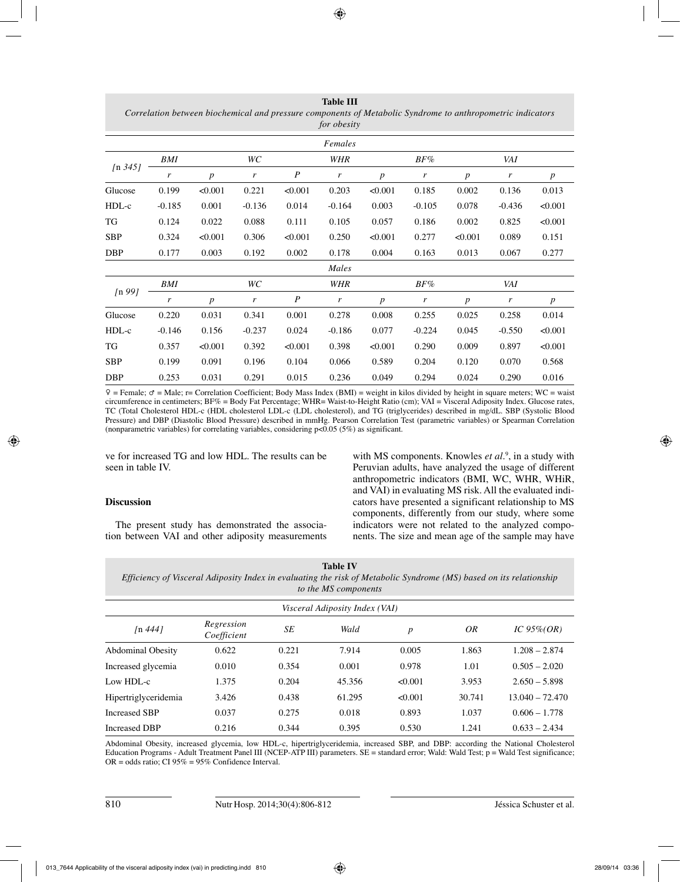**Table III**
*Correlation between biochemical and pressure components of Metabolic Syndrome to anthropometric indicators for obesity*

| | *Females* | | | | | | | | | |
|---|---|---|---|---|---|---|---|---|---|---|
| *[n 345]* | *BMI* | | *WC* | | *WHR* | | *BF%* | | *VAI* | |
| | *r* | *p* | *r* | *P* | *r* | *p* | *r* | *p* | *r* | *p* |
| Glucose | 0.199 | <0.001 | 0.221 | <0.001 | 0.203 | <0.001 | 0.185 | 0.002 | 0.136 | 0.013 |
| HDL-c | -0.185 | 0.001 | -0.136 | 0.014 | -0.164 | 0.003 | -0.105 | 0.078 | -0.436 | <0.001 |
| TG | 0.124 | 0.022 | 0.088 | 0.111 | 0.105 | 0.057 | 0.186 | 0.002 | 0.825 | <0.001 |
| SBP | 0.324 | <0.001 | 0.306 | <0.001 | 0.250 | <0.001 | 0.277 | <0.001 | 0.089 | 0.151 |
| DBP | 0.177 | 0.003 | 0.192 | 0.002 | 0.178 | 0.004 | 0.163 | 0.013 | 0.067 | 0.277 |
| | *Males* | | | | | | | | | |
| *[n 99]* | *BMI* | | *WC* | | *WHR* | | *BF%* | | *VAI* | |
| | *r* | *p* | *r* | *P* | *r* | *p* | *r* | *p* | *r* | *p* |
| Glucose | 0.220 | 0.031 | 0.341 | 0.001 | 0.278 | 0.008 | 0.255 | 0.025 | 0.258 | 0.014 |
| HDL-c | -0.146 | 0.156 | -0.237 | 0.024 | -0.186 | 0.077 | -0.224 | 0.045 | -0.550 | <0.001 |
| TG | 0.357 | <0.001 | 0.392 | <0.001 | 0.398 | <0.001 | 0.290 | 0.009 | 0.897 | <0.001 |
| SBP | 0.199 | 0.091 | 0.196 | 0.104 | 0.066 | 0.589 | 0.204 | 0.120 | 0.070 | 0.568 |
| DBP | 0.253 | 0.031 | 0.291 | 0.015 | 0.236 | 0.049 | 0.294 | 0.024 | 0.290 | 0.016 |

♀ = Female; ♂ = Male; r= Correlation Coefficient; Body Mass Index (BMI) = weight in kilos divided by height in square meters; WC = waist circumference in centimeters; BF% = Body Fat Percentage; WHR= Waist-to-Height Ratio (cm); VAI = Visceral Adiposity Index. Glucose rates, TC (Total Cholesterol HDL-c (HDL cholesterol LDL-c (LDL cholesterol), and TG (triglycerides) described in mg/dL. SBP (Systolic Blood Pressure) and DBP (Diastolic Blood Pressure) described in mmHg. Pearson Correlation Test (parametric variables) or Spearman Correlation (nonparametric variables) for correlating variables, considering p<0.05 (5%) as significant.

ve for increased TG and low HDL. The results can be seen in table IV.

## Discussion

The present study has demonstrated the association between VAI and other adiposity measurements with MS components. Knowles *et al.*[9], in a study with Peruvian adults, have analyzed the usage of different anthropometric indicators (BMI, WC, WHR, WHiR, and VAI) in evaluating MS risk. All the evaluated indicators have presented a significant relationship to MS components, differently from our study, where some indicators were not related to the analyzed components. The size and mean age of the sample may have

**Table IV**
*Efficiency of Visceral Adiposity Index in evaluating the risk of Metabolic Syndrome (MS) based on its relationship to the MS components*

| | *Visceral Adiposity Index (VAI)* | | | | | |
|---|---|---|---|---|---|---|
| *[n 444]* | *Regression Coefficient* | *SE* | *Wald* | *p* | *OR* | *IC 95%(OR)* |
| Abdominal Obesity | 0.622 | 0.221 | 7.914 | 0.005 | 1.863 | 1.208 – 2.874 |
| Increased glycemia | 0.010 | 0.354 | 0.001 | 0.978 | 1.01 | 0.505 – 2.020 |
| Low HDL-c | 1.375 | 0.204 | 45.356 | <0.001 | 3.953 | 2.650 – 5.898 |
| Hipertriglyceridemia | 3.426 | 0.438 | 61.295 | <0.001 | 30.741 | 13.040 – 72.470 |
| Increased SBP | 0.037 | 0.275 | 0.018 | 0.893 | 1.037 | 0.606 – 1.778 |
| Increased DBP | 0.216 | 0.344 | 0.395 | 0.530 | 1.241 | 0.633 – 2.434 |

Abdominal Obesity, increased glycemia, low HDL-c, hipertriglyceridemia, increased SBP, and DBP: according the National Cholesterol Education Programs - Adult Treatment Panel III (NCEP-ATP III) parameters. SE = standard error; Wald: Wald Test; p = Wald Test significance; OR = odds ratio; CI 95% = 95% Confidence Interval.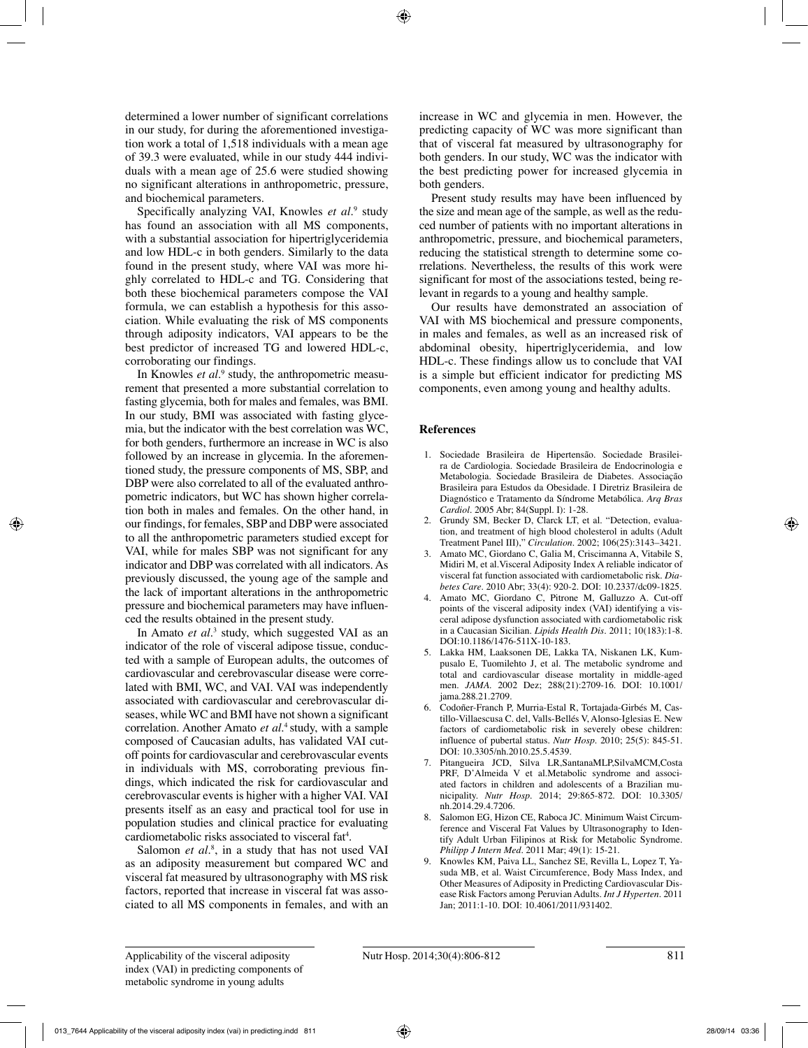determined a lower number of significant correlations in our study, for during the aforementioned investigation work a total of 1,518 individuals with a mean age of 39.3 were evaluated, while in our study 444 individuals with a mean age of 25.6 were studied showing no significant alterations in anthropometric, pressure, and biochemical parameters.

Specifically analyzing VAI, Knowles *et al*.[9] study has found an association with all MS components, with a substantial association for hipertriglyceridemia and low HDL-c in both genders. Similarly to the data found in the present study, where VAI was more highly correlated to HDL-c and TG. Considering that both these biochemical parameters compose the VAI formula, we can establish a hypothesis for this association. While evaluating the risk of MS components through adiposity indicators, VAI appears to be the best predictor of increased TG and lowered HDL-c, corroborating our findings.

In Knowles *et al*.[9] study, the anthropometric measurement that presented a more substantial correlation to fasting glycemia, both for males and females, was BMI. In our study, BMI was associated with fasting glycemia, but the indicator with the best correlation was WC, for both genders, furthermore an increase in WC is also followed by an increase in glycemia. In the aforementioned study, the pressure components of MS, SBP, and DBP were also correlated to all of the evaluated anthropometric indicators, but WC has shown higher correlation both in males and females. On the other hand, in our findings, for females, SBP and DBP were associated to all the anthropometric parameters studied except for VAI, while for males SBP was not significant for any indicator and DBP was correlated with all indicators. As previously discussed, the young age of the sample and the lack of important alterations in the anthropometric pressure and biochemical parameters may have influenced the results obtained in the present study.

In Amato *et al*.[3] study, which suggested VAI as an indicator of the role of visceral adipose tissue, conducted with a sample of European adults, the outcomes of cardiovascular and cerebrovascular disease were correlated with BMI, WC, and VAI. VAI was independently associated with cardiovascular and cerebrovascular diseases, while WC and BMI have not shown a significant correlation. Another Amato *et al*.[4] study, with a sample composed of Caucasian adults, has validated VAI cutoff points for cardiovascular and cerebrovascular events in individuals with MS, corroborating previous findings, which indicated the risk for cardiovascular and cerebrovascular events is higher with a higher VAI. VAI presents itself as an easy and practical tool for use in population studies and clinical practice for evaluating cardiometabolic risks associated to visceral fat[4].

Salomon *et al*.[8], in a study that has not used VAI as an adiposity measurement but compared WC and visceral fat measured by ultrasonography with MS risk factors, reported that increase in visceral fat was associated to all MS components in females, and with an increase in WC and glycemia in men. However, the predicting capacity of WC was more significant than that of visceral fat measured by ultrasonography for both genders. In our study, WC was the indicator with the best predicting power for increased glycemia in both genders.

Present study results may have been influenced by the size and mean age of the sample, as well as the reduced number of patients with no important alterations in anthropometric, pressure, and biochemical parameters, reducing the statistical strength to determine some correlations. Nevertheless, the results of this work were significant for most of the associations tested, being relevant in regards to a young and healthy sample.

Our results have demonstrated an association of VAI with MS biochemical and pressure components, in males and females, as well as an increased risk of abdominal obesity, hipertriglyceridemia, and low HDL-c. These findings allow us to conclude that VAI is a simple but efficient indicator for predicting MS components, even among young and healthy adults.

## References

1. Sociedade Brasileira de Hipertensão. Sociedade Brasileira de Cardiologia. Sociedade Brasileira de Endocrinologia e Metabologia. Sociedade Brasileira de Diabetes. Associação Brasileira para Estudos da Obesidade. I Diretriz Brasileira de Diagnóstico e Tratamento da Síndrome Metabólica. *Arq Bras Cardiol*. 2005 Abr; 84(Suppl. I): 1-28.
2. Grundy SM, Becker D, Clarck LT, et al. "Detection, evaluation, and treatment of high blood cholesterol in adults (Adult Treatment Panel III)," *Circulation*. 2002; 106(25):3143–3421.
3. Amato MC, Giordano C, Galia M, Criscimanna A, Vitabile S, Midiri M, et al.Visceral Adiposity Index A reliable indicator of visceral fat function associated with cardiometabolic risk. *Diabetes Care*. 2010 Abr; 33(4): 920-2. DOI: 10.2337/dc09-1825.
4. Amato MC, Giordano C, Pitrone M, Galluzzo A. Cut-off points of the visceral adiposity index (VAI) identifying a visceral adipose dysfunction associated with cardiometabolic risk in a Caucasian Sicilian. *Lipids Health Dis*. 2011; 10(183):1-8. DOI:10.1186/1476-511X-10-183.
5. Lakka HM, Laaksonen DE, Lakka TA, Niskanen LK, Kumpusalo E, Tuomilehto J, et al. The metabolic syndrome and total and cardiovascular disease mortality in middle-aged men. *JAMA*. 2002 Dez; 288(21):2709-16. DOI: 10.1001/jama.288.21.2709.
6. Codoñer-Franch P, Murria-Estal R, Tortajada-Girbés M, Castillo-Villaescusa C. del, Valls-Bellés V, Alonso-Iglesias E. New factors of cardiometabolic risk in severely obese children: influence of pubertal status. *Nutr Hosp*. 2010; 25(5): 845-51. DOI: 10.3305/nh.2010.25.5.4539.
7. Pitangueira JCD, Silva LR,SantanaMLP,SilvaMCM,Costa PRF, D'Almeida V et al.Metabolic syndrome and associated factors in children and adolescents of a Brazilian municipality. *Nutr Hosp*. 2014; 29:865-872. DOI: 10.3305/nh.2014.29.4.7206.
8. Salomon EG, Hizon CE, Raboca JC. Minimum Waist Circumference and Visceral Fat Values by Ultrasonography to Identify Adult Urban Filipinos at Risk for Metabolic Syndrome. *Philipp J Intern Med*. 2011 Mar; 49(1): 15-21.
9. Knowles KM, Paiva LL, Sanchez SE, Revilla L, Lopez T, Yasuda MB, et al. Waist Circumference, Body Mass Index, and Other Measures of Adiposity in Predicting Cardiovascular Disease Risk Factors among Peruvian Adults. *Int J Hyperten*. 2011 Jan; 2011:1-10. DOI: 10.4061/2011/931402.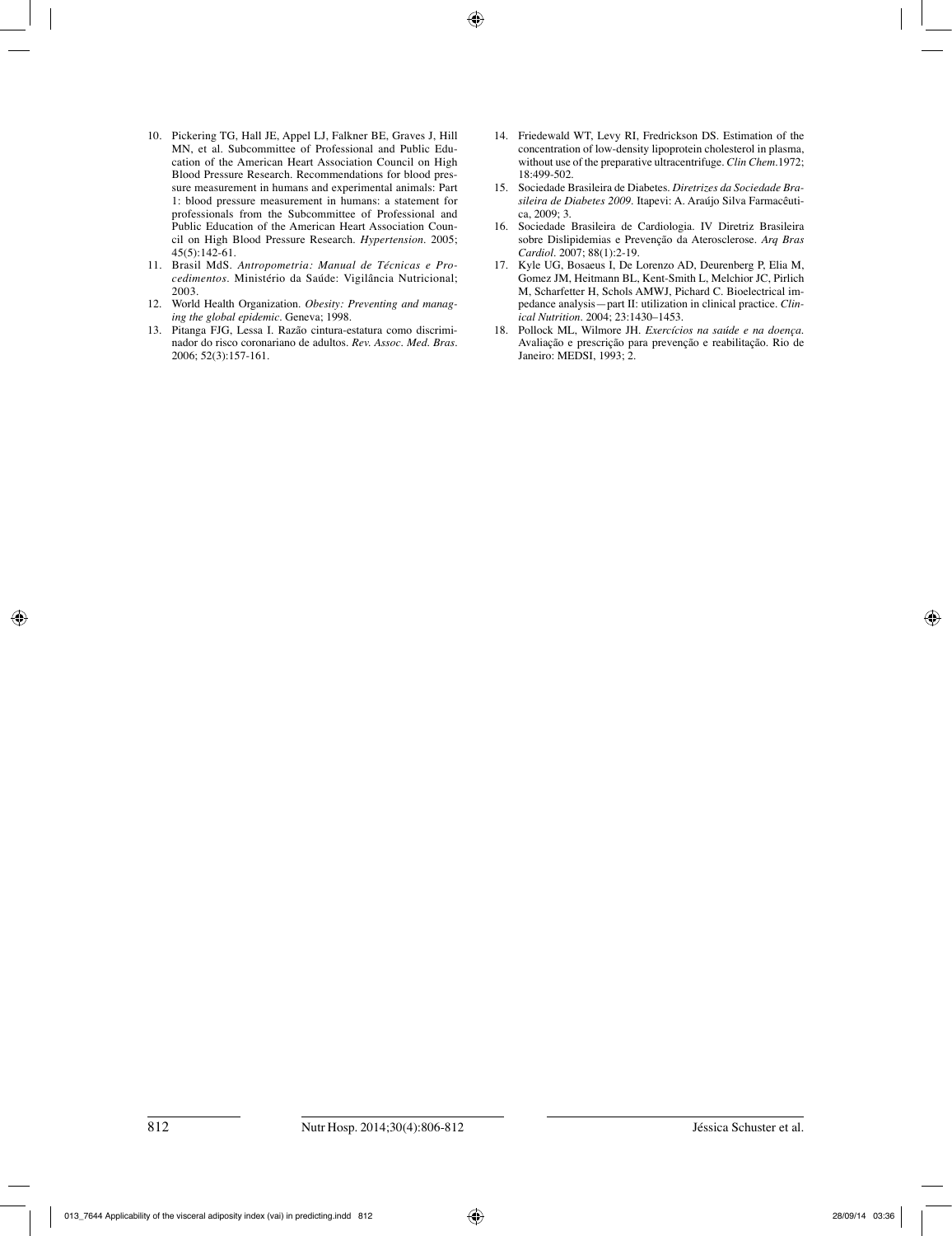10. Pickering TG, Hall JE, Appel LJ, Falkner BE, Graves J, Hill MN, et al. Subcommittee of Professional and Public Education of the American Heart Association Council on High Blood Pressure Research. Recommendations for blood pressure measurement in humans and experimental animals: Part 1: blood pressure measurement in humans: a statement for professionals from the Subcommittee of Professional and Public Education of the American Heart Association Council on High Blood Pressure Research. *Hypertension*. 2005; 45(5):142-61.
11. Brasil MdS. *Antropometria: Manual de Técnicas e Procedimentos*. Ministério da Saúde: Vigilância Nutricional; 2003.
12. World Health Organization. *Obesity: Preventing and managing the global epidemic*. Geneva; 1998.
13. Pitanga FJG, Lessa I. Razão cintura-estatura como discriminador do risco coronariano de adultos. *Rev. Assoc. Med. Bras*. 2006; 52(3):157-161.
14. Friedewald WT, Levy RI, Fredrickson DS. Estimation of the concentration of low-density lipoprotein cholesterol in plasma, without use of the preparative ultracentrifuge. *Clin Chem*.1972; 18:499-502.
15. Sociedade Brasileira de Diabetes. *Diretrizes da Sociedade Brasileira de Diabetes 2009*. Itapevi: A. Araújo Silva Farmacêutica, 2009; 3.
16. Sociedade Brasileira de Cardiologia. IV Diretriz Brasileira sobre Dislipidemias e Prevenção da Aterosclerose. *Arq Bras Cardiol*. 2007; 88(1):2-19.
17. Kyle UG, Bosaeus I, De Lorenzo AD, Deurenberg P, Elia M, Gomez JM, Heitmann BL, Kent-Smith L, Melchior JC, Pirlich M, Scharfetter H, Schols AMWJ, Pichard C. Bioelectrical impedance analysis—part II: utilization in clinical practice. *Clinical Nutrition*. 2004; 23:1430–1453.
18. Pollock ML, Wilmore JH. *Exercícios na saúde e na doença*. Avaliação e prescrição para prevenção e reabilitação. Rio de Janeiro: MEDSI, 1993; 2.